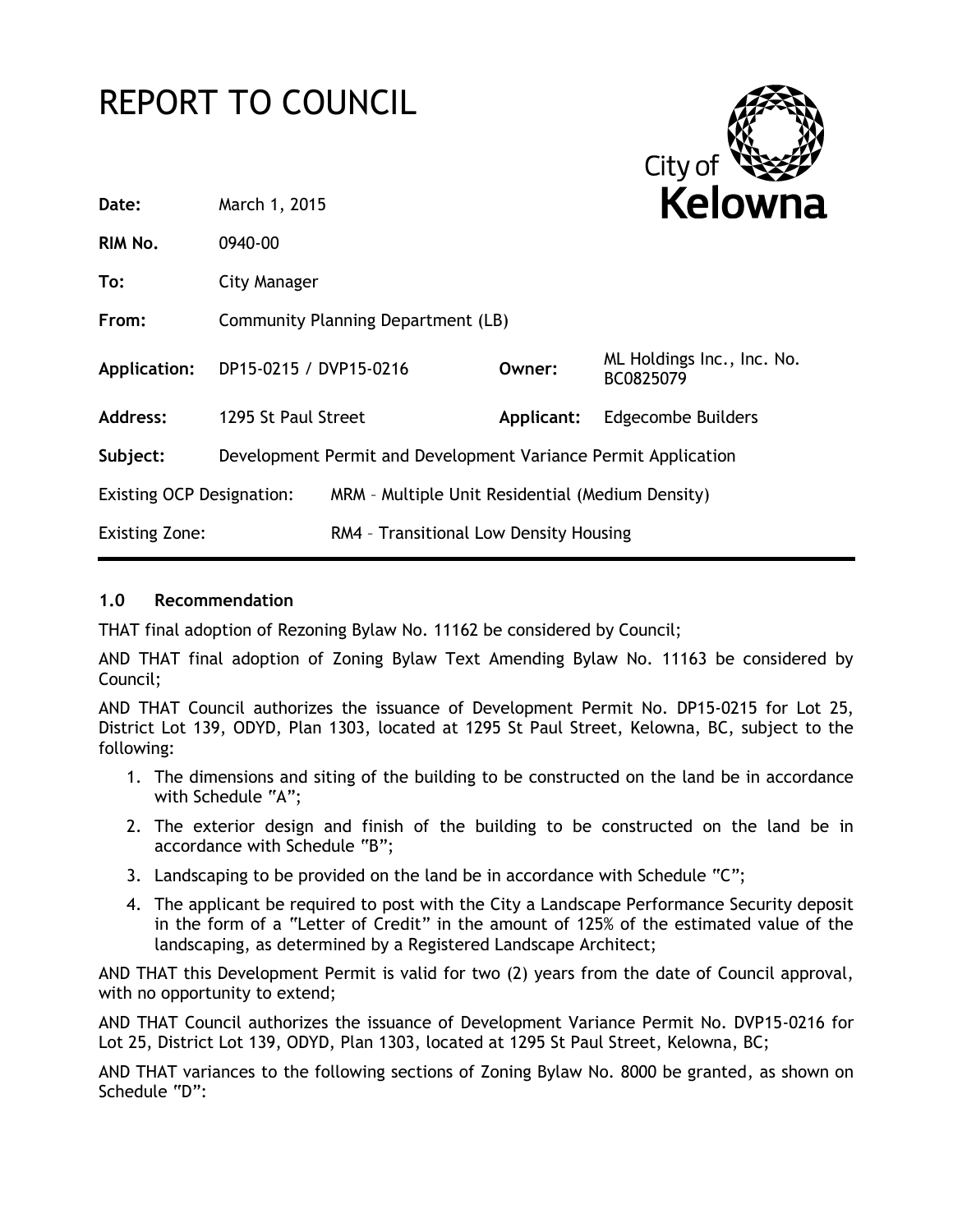# REPORT TO COUNCIL

City of **Kelowna**

| | | | |
|---|---|---|---|
| **Date:** | March 1, 2015 | | |
| **RIM No.** | 0940-00 | | |
| **To:** | City Manager | | |
| **From:** | Community Planning Department (LB) | | |
| **Application:** | DP15-0215 / DVP15-0216 | **Owner:** | ML Holdings Inc., Inc. No. BC0825079 |
| **Address:** | 1295 St Paul Street | **Applicant:** | Edgecombe Builders |
| **Subject:** | Development Permit and Development Variance Permit Application | | |
| Existing OCP Designation: | MRM – Multiple Unit Residential (Medium Density) | | |
| Existing Zone: | RM4 – Transitional Low Density Housing | | |

## 1.0 Recommendation

THAT final adoption of Rezoning Bylaw No. 11162 be considered by Council;

AND THAT final adoption of Zoning Bylaw Text Amending Bylaw No. 11163 be considered by Council;

AND THAT Council authorizes the issuance of Development Permit No. DP15-0215 for Lot 25, District Lot 139, ODYD, Plan 1303, located at 1295 St Paul Street, Kelowna, BC, subject to the following:

1. The dimensions and siting of the building to be constructed on the land be in accordance with Schedule "A";
2. The exterior design and finish of the building to be constructed on the land be in accordance with Schedule "B";
3. Landscaping to be provided on the land be in accordance with Schedule "C";
4. The applicant be required to post with the City a Landscape Performance Security deposit in the form of a "Letter of Credit" in the amount of 125% of the estimated value of the landscaping, as determined by a Registered Landscape Architect;

AND THAT this Development Permit is valid for two (2) years from the date of Council approval, with no opportunity to extend;

AND THAT Council authorizes the issuance of Development Variance Permit No. DVP15-0216 for Lot 25, District Lot 139, ODYD, Plan 1303, located at 1295 St Paul Street, Kelowna, BC;

AND THAT variances to the following sections of Zoning Bylaw No. 8000 be granted, as shown on Schedule "D":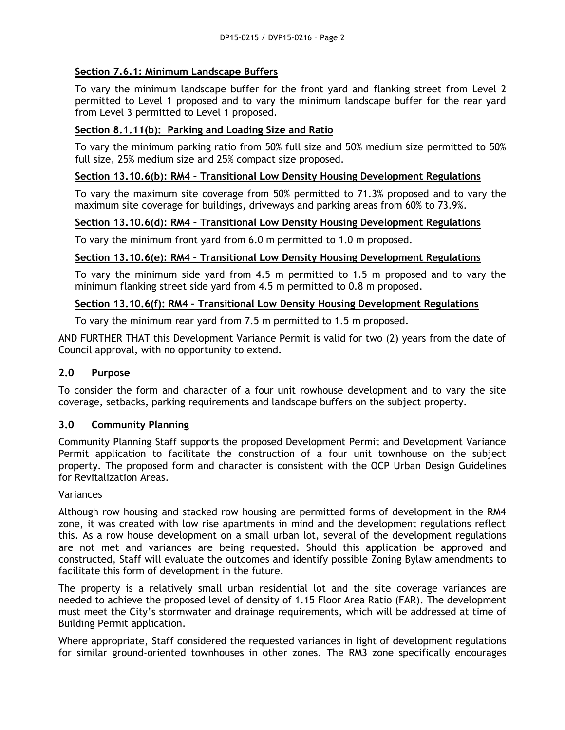**Section 7.6.1: Minimum Landscape Buffers**

To vary the minimum landscape buffer for the front yard and flanking street from Level 2 permitted to Level 1 proposed and to vary the minimum landscape buffer for the rear yard from Level 3 permitted to Level 1 proposed.

**Section 8.1.11(b): Parking and Loading Size and Ratio**

To vary the minimum parking ratio from 50% full size and 50% medium size permitted to 50% full size, 25% medium size and 25% compact size proposed.

**Section 13.10.6(b): RM4 – Transitional Low Density Housing Development Regulations**

To vary the maximum site coverage from 50% permitted to 71.3% proposed and to vary the maximum site coverage for buildings, driveways and parking areas from 60% to 73.9%.

**Section 13.10.6(d): RM4 – Transitional Low Density Housing Development Regulations**

To vary the minimum front yard from 6.0 m permitted to 1.0 m proposed.

**Section 13.10.6(e): RM4 – Transitional Low Density Housing Development Regulations**

To vary the minimum side yard from 4.5 m permitted to 1.5 m proposed and to vary the minimum flanking street side yard from 4.5 m permitted to 0.8 m proposed.

**Section 13.10.6(f): RM4 – Transitional Low Density Housing Development Regulations**

To vary the minimum rear yard from 7.5 m permitted to 1.5 m proposed.

AND FURTHER THAT this Development Variance Permit is valid for two (2) years from the date of Council approval, with no opportunity to extend.

## 2.0 Purpose

To consider the form and character of a four unit rowhouse development and to vary the site coverage, setbacks, parking requirements and landscape buffers on the subject property.

## 3.0 Community Planning

Community Planning Staff supports the proposed Development Permit and Development Variance Permit application to facilitate the construction of a four unit townhouse on the subject property. The proposed form and character is consistent with the OCP Urban Design Guidelines for Revitalization Areas.

Variances

Although row housing and stacked row housing are permitted forms of development in the RM4 zone, it was created with low rise apartments in mind and the development regulations reflect this. As a row house development on a small urban lot, several of the development regulations are not met and variances are being requested. Should this application be approved and constructed, Staff will evaluate the outcomes and identify possible Zoning Bylaw amendments to facilitate this form of development in the future.

The property is a relatively small urban residential lot and the site coverage variances are needed to achieve the proposed level of density of 1.15 Floor Area Ratio (FAR). The development must meet the City's stormwater and drainage requirements, which will be addressed at time of Building Permit application.

Where appropriate, Staff considered the requested variances in light of development regulations for similar ground-oriented townhouses in other zones. The RM3 zone specifically encourages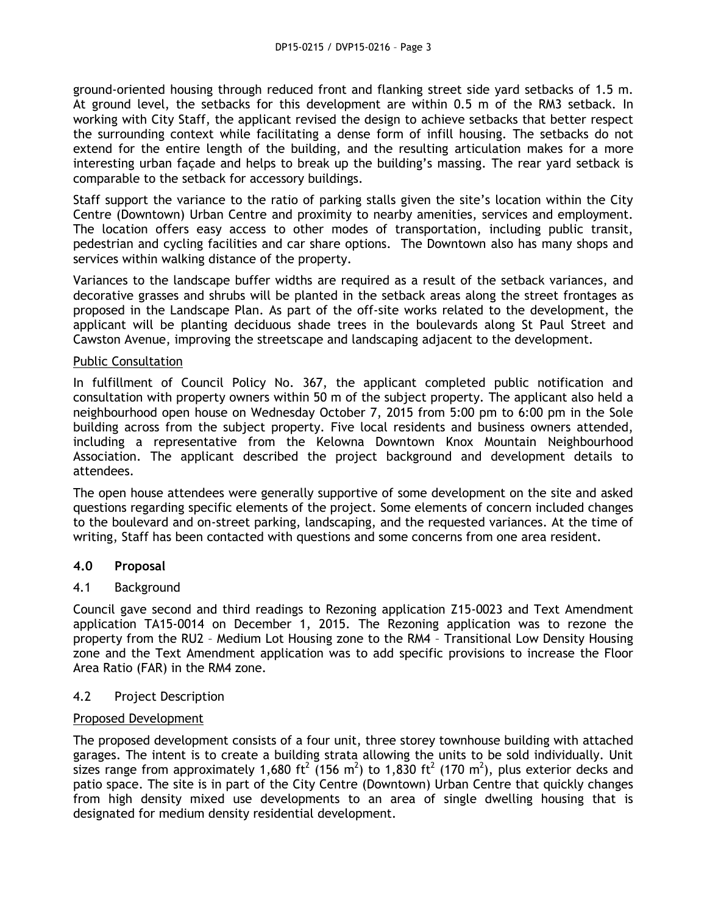ground-oriented housing through reduced front and flanking street side yard setbacks of 1.5 m. At ground level, the setbacks for this development are within 0.5 m of the RM3 setback. In working with City Staff, the applicant revised the design to achieve setbacks that better respect the surrounding context while facilitating a dense form of infill housing. The setbacks do not extend for the entire length of the building, and the resulting articulation makes for a more interesting urban façade and helps to break up the building's massing. The rear yard setback is comparable to the setback for accessory buildings.

Staff support the variance to the ratio of parking stalls given the site's location within the City Centre (Downtown) Urban Centre and proximity to nearby amenities, services and employment. The location offers easy access to other modes of transportation, including public transit, pedestrian and cycling facilities and car share options. The Downtown also has many shops and services within walking distance of the property.

Variances to the landscape buffer widths are required as a result of the setback variances, and decorative grasses and shrubs will be planted in the setback areas along the street frontages as proposed in the Landscape Plan. As part of the off-site works related to the development, the applicant will be planting deciduous shade trees in the boulevards along St Paul Street and Cawston Avenue, improving the streetscape and landscaping adjacent to the development.

Public Consultation

In fulfillment of Council Policy No. 367, the applicant completed public notification and consultation with property owners within 50 m of the subject property. The applicant also held a neighbourhood open house on Wednesday October 7, 2015 from 5:00 pm to 6:00 pm in the Sole building across from the subject property. Five local residents and business owners attended, including a representative from the Kelowna Downtown Knox Mountain Neighbourhood Association. The applicant described the project background and development details to attendees.

The open house attendees were generally supportive of some development on the site and asked questions regarding specific elements of the project. Some elements of concern included changes to the boulevard and on-street parking, landscaping, and the requested variances. At the time of writing, Staff has been contacted with questions and some concerns from one area resident.

## 4.0 Proposal

### 4.1 Background

Council gave second and third readings to Rezoning application Z15-0023 and Text Amendment application TA15-0014 on December 1, 2015. The Rezoning application was to rezone the property from the RU2 – Medium Lot Housing zone to the RM4 – Transitional Low Density Housing zone and the Text Amendment application was to add specific provisions to increase the Floor Area Ratio (FAR) in the RM4 zone.

### 4.2 Project Description

Proposed Development

The proposed development consists of a four unit, three storey townhouse building with attached garages. The intent is to create a building strata allowing the units to be sold individually. Unit sizes range from approximately 1,680 $ft^2$ (156 $m^2$) to 1,830 $ft^2$ (170 $m^2$), plus exterior decks and patio space. The site is in part of the City Centre (Downtown) Urban Centre that quickly changes from high density mixed use developments to an area of single dwelling housing that is designated for medium density residential development.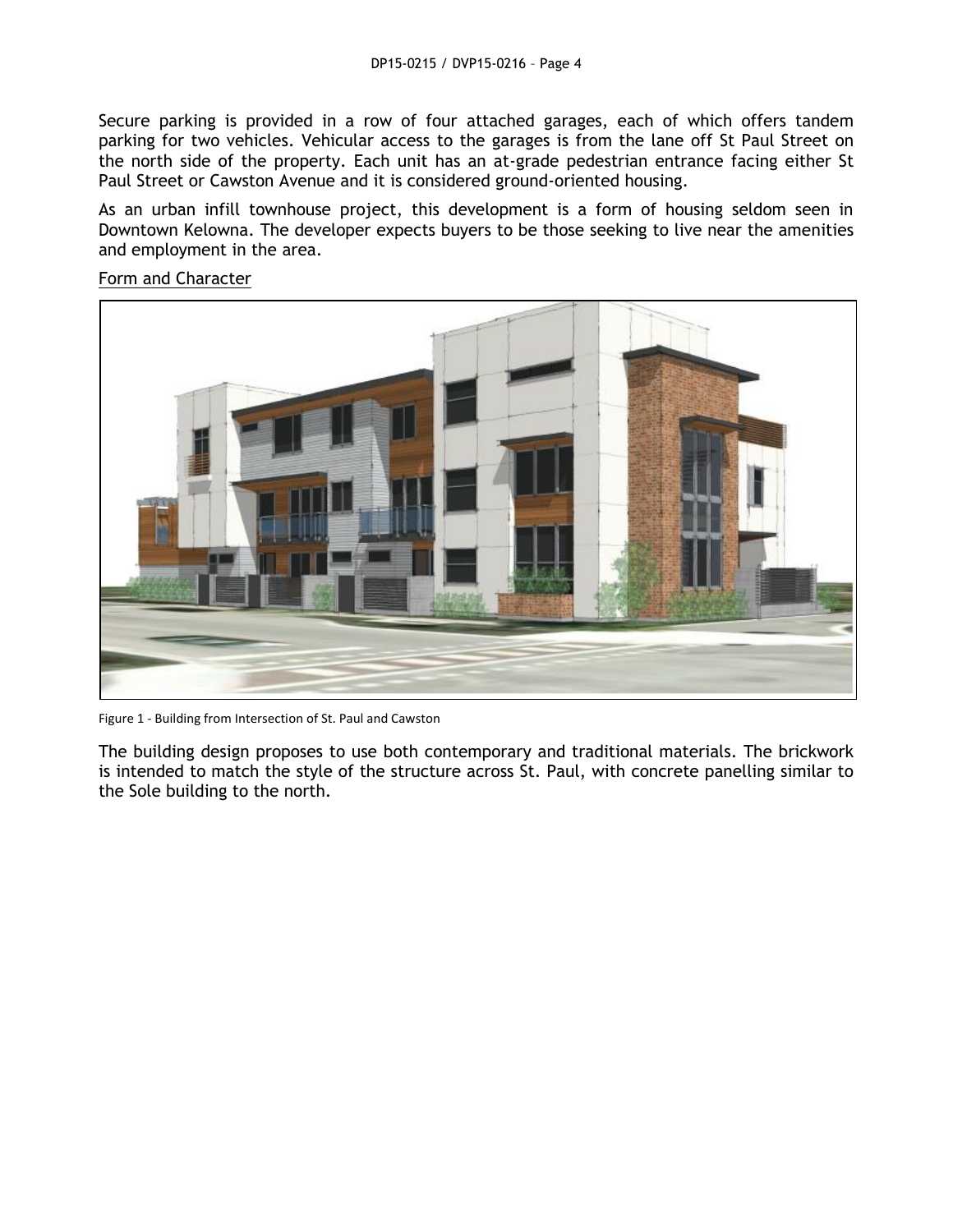Secure parking is provided in a row of four attached garages, each of which offers tandem parking for two vehicles. Vehicular access to the garages is from the lane off St Paul Street on the north side of the property. Each unit has an at-grade pedestrian entrance facing either St Paul Street or Cawston Avenue and it is considered ground-oriented housing.

As an urban infill townhouse project, this development is a form of housing seldom seen in Downtown Kelowna. The developer expects buyers to be those seeking to live near the amenities and employment in the area.

Form and Character

Figure 1 - Building from Intersection of St. Paul and Cawston

The building design proposes to use both contemporary and traditional materials. The brickwork is intended to match the style of the structure across St. Paul, with concrete panelling similar to the Sole building to the north.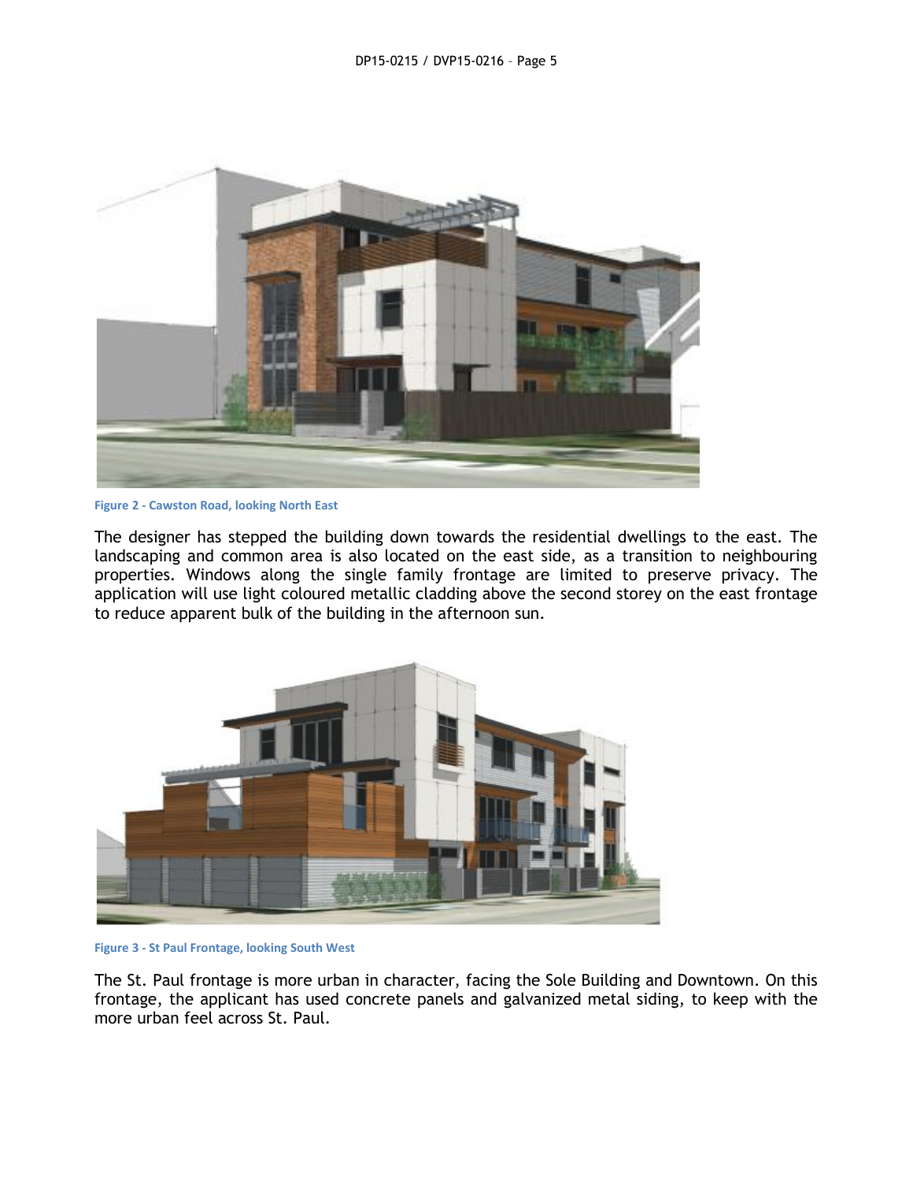Figure 2 - Cawston Road, looking North East

The designer has stepped the building down towards the residential dwellings to the east. The landscaping and common area is also located on the east side, as a transition to neighbouring properties. Windows along the single family frontage are limited to preserve privacy. The application will use light coloured metallic cladding above the second storey on the east frontage to reduce apparent bulk of the building in the afternoon sun.

Figure 3 - St Paul Frontage, looking South West

The St. Paul frontage is more urban in character, facing the Sole Building and Downtown. On this frontage, the applicant has used concrete panels and galvanized metal siding, to keep with the more urban feel across St. Paul.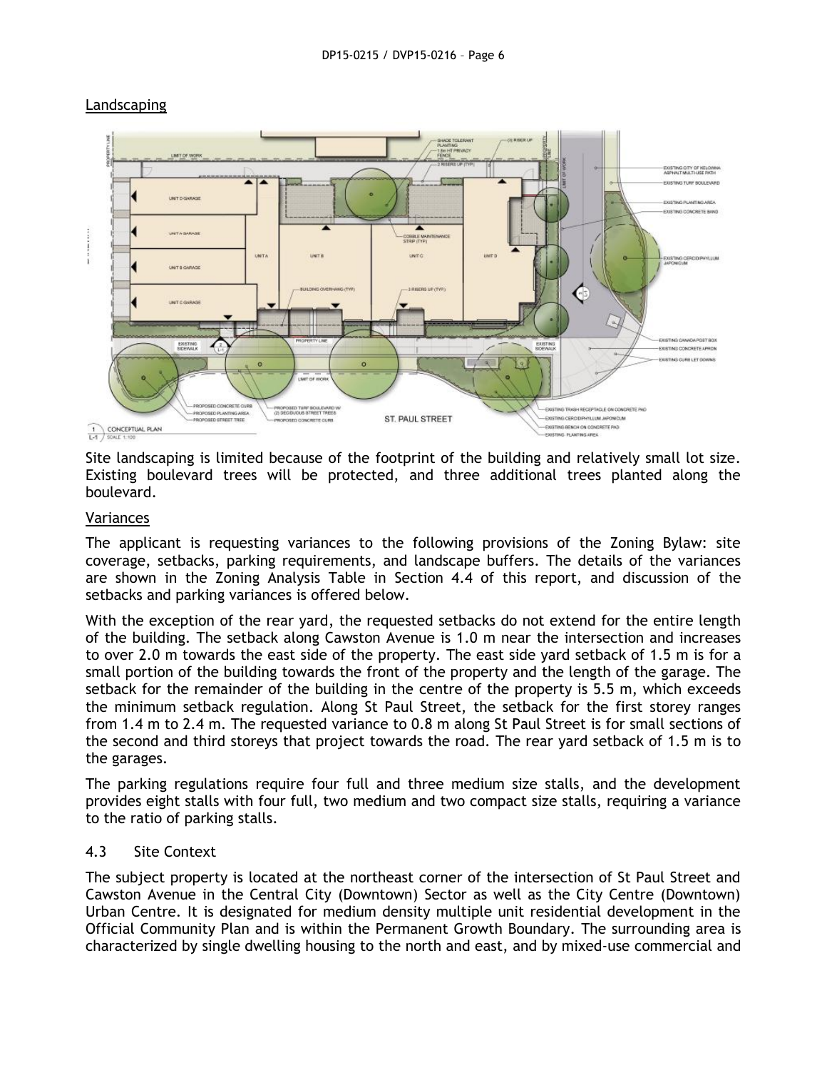Landscaping

Site landscaping is limited because of the footprint of the building and relatively small lot size. Existing boulevard trees will be protected, and three additional trees planted along the boulevard.

Variances

The applicant is requesting variances to the following provisions of the Zoning Bylaw: site coverage, setbacks, parking requirements, and landscape buffers. The details of the variances are shown in the Zoning Analysis Table in Section 4.4 of this report, and discussion of the setbacks and parking variances is offered below.

With the exception of the rear yard, the requested setbacks do not extend for the entire length of the building. The setback along Cawston Avenue is 1.0 m near the intersection and increases to over 2.0 m towards the east side of the property. The east side yard setback of 1.5 m is for a small portion of the building towards the front of the property and the length of the garage. The setback for the remainder of the building in the centre of the property is 5.5 m, which exceeds the minimum setback regulation. Along St Paul Street, the setback for the first storey ranges from 1.4 m to 2.4 m. The requested variance to 0.8 m along St Paul Street is for small sections of the second and third storeys that project towards the road. The rear yard setback of 1.5 m is to the garages.

The parking regulations require four full and three medium size stalls, and the development provides eight stalls with four full, two medium and two compact size stalls, requiring a variance to the ratio of parking stalls.

4.3 Site Context

The subject property is located at the northeast corner of the intersection of St Paul Street and Cawston Avenue in the Central City (Downtown) Sector as well as the City Centre (Downtown) Urban Centre. It is designated for medium density multiple unit residential development in the Official Community Plan and is within the Permanent Growth Boundary. The surrounding area is characterized by single dwelling housing to the north and east, and by mixed-use commercial and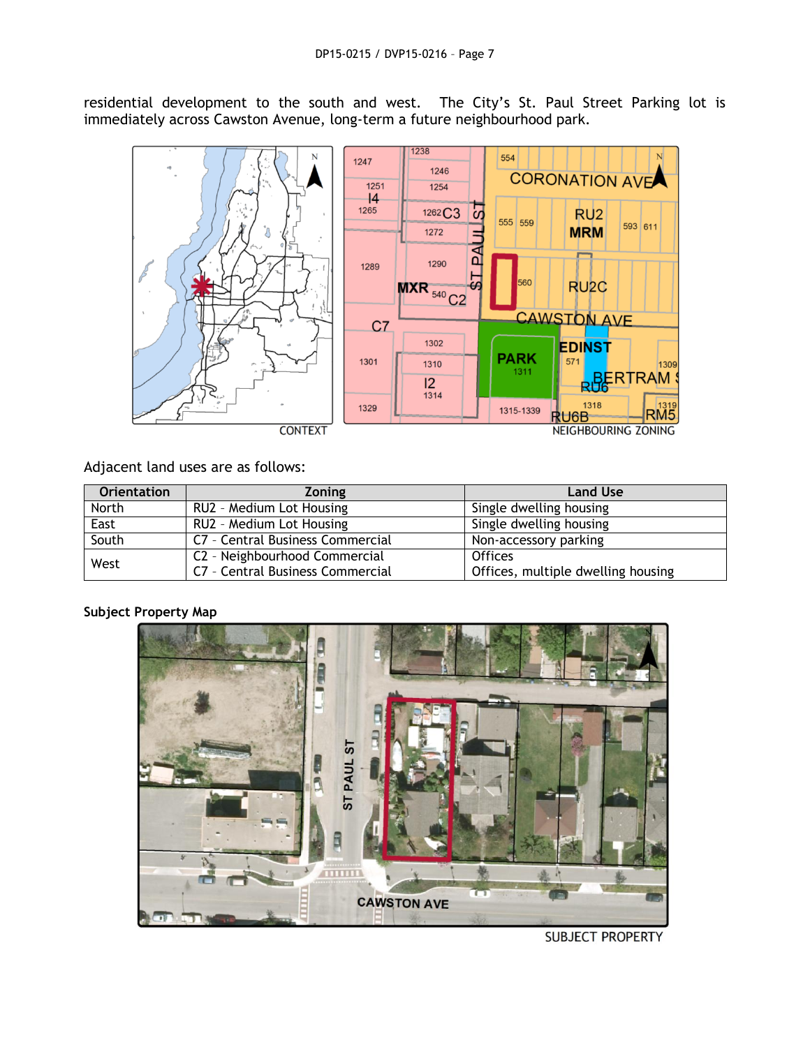residential development to the south and west. The City's St. Paul Street Parking lot is immediately across Cawston Avenue, long-term a future neighbourhood park.

CONTEXT

NEIGHBOURING ZONING

Adjacent land uses are as follows:

| Orientation | Zoning | Land Use |
|---|---|---|
| North | RU2 – Medium Lot Housing | Single dwelling housing |
| East | RU2 – Medium Lot Housing | Single dwelling housing |
| South | C7 – Central Business Commercial | Non-accessory parking |
| West | C2 – Neighbourhood Commercial<br>C7 – Central Business Commercial | Offices<br>Offices, multiple dwelling housing |

**Subject Property Map**

SUBJECT PROPERTY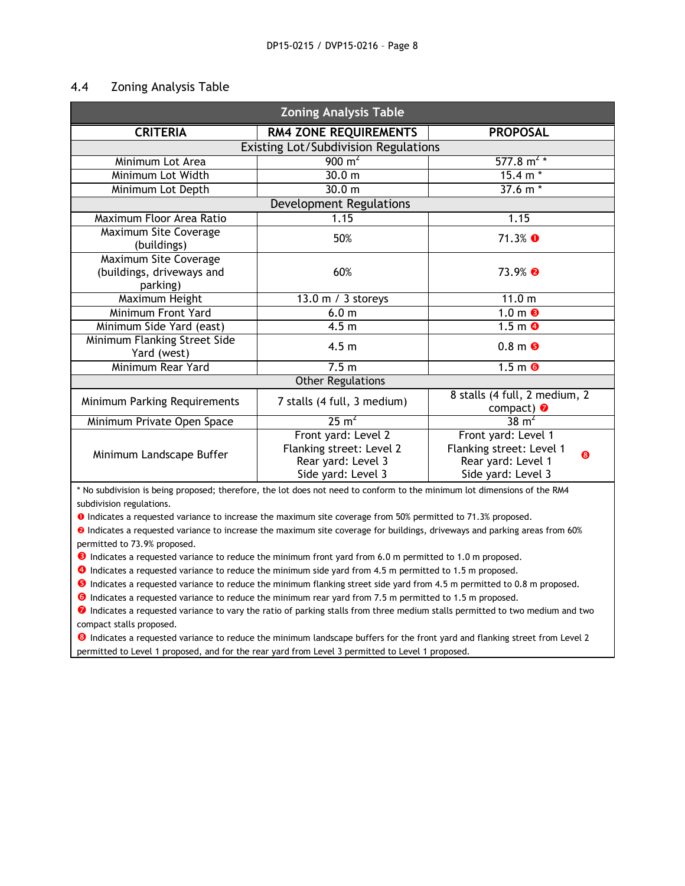## 4.4 Zoning Analysis Table

| Zoning Analysis Table | | |
|---|---|---|
| **CRITERIA** | **RM4 ZONE REQUIREMENTS** | **PROPOSAL** |
| Existing Lot/Subdivision Regulations | | |
| Minimum Lot Area | 900 $m^2$ | 577.8 $m^2$ * |
| Minimum Lot Width | 30.0 m | 15.4 m * |
| Minimum Lot Depth | 30.0 m | 37.6 m * |
| Development Regulations | | |
| Maximum Floor Area Ratio | 1.15 | 1.15 |
| Maximum Site Coverage (buildings) | 50% | 71.3% ❶ |
| Maximum Site Coverage (buildings, driveways and parking) | 60% | 73.9% ❷ |
| Maximum Height | 13.0 m / 3 storeys | 11.0 m |
| Minimum Front Yard | 6.0 m | 1.0 m ❸ |
| Minimum Side Yard (east) | 4.5 m | 1.5 m ❹ |
| Minimum Flanking Street Side Yard (west) | 4.5 m | 0.8 m ❺ |
| Minimum Rear Yard | 7.5 m | 1.5 m ❻ |
| Other Regulations | | |
| Minimum Parking Requirements | 7 stalls (4 full, 3 medium) | 8 stalls (4 full, 2 medium, 2 compact) ❼ |
| Minimum Private Open Space | 25 $m^2$ | 38 $m^2$ |
| Minimum Landscape Buffer | Front yard: Level 2<br>Flanking street: Level 2<br>Rear yard: Level 3<br>Side yard: Level 3 | Front yard: Level 1<br>Flanking street: Level 1<br>Rear yard: Level 1<br>Side yard: Level 3 ❽ |

\* No subdivision is being proposed; therefore, the lot does not need to conform to the minimum lot dimensions of the RM4 subdivision regulations.

❶ Indicates a requested variance to increase the maximum site coverage from 50% permitted to 71.3% proposed.

❷ Indicates a requested variance to increase the maximum site coverage for buildings, driveways and parking areas from 60% permitted to 73.9% proposed.

❸ Indicates a requested variance to reduce the minimum front yard from 6.0 m permitted to 1.0 m proposed.

❹ Indicates a requested variance to reduce the minimum side yard from 4.5 m permitted to 1.5 m proposed.

❺ Indicates a requested variance to reduce the minimum flanking street side yard from 4.5 m permitted to 0.8 m proposed.

❻ Indicates a requested variance to reduce the minimum rear yard from 7.5 m permitted to 1.5 m proposed.

❼ Indicates a requested variance to vary the ratio of parking stalls from three medium stalls permitted to two medium and two compact stalls proposed.

❽ Indicates a requested variance to reduce the minimum landscape buffers for the front yard and flanking street from Level 2 permitted to Level 1 proposed, and for the rear yard from Level 3 permitted to Level 1 proposed.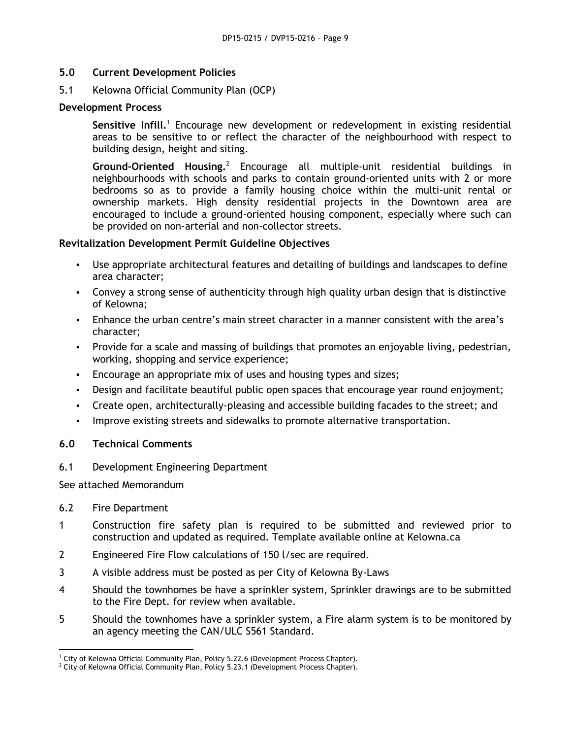## 5.0 Current Development Policies

5.1 Kelowna Official Community Plan (OCP)

**Development Process**

**Sensitive Infill.**[1] Encourage new development or redevelopment in existing residential areas to be sensitive to or reflect the character of the neighbourhood with respect to building design, height and siting.

**Ground-Oriented Housing.**[2] Encourage all multiple-unit residential buildings in neighbourhoods with schools and parks to contain ground-oriented units with 2 or more bedrooms so as to provide a family housing choice within the multi-unit rental or ownership markets. High density residential projects in the Downtown area are encouraged to include a ground-oriented housing component, especially where such can be provided on non-arterial and non-collector streets.

**Revitalization Development Permit Guideline Objectives**

- Use appropriate architectural features and detailing of buildings and landscapes to define area character;
- Convey a strong sense of authenticity through high quality urban design that is distinctive of Kelowna;
- Enhance the urban centre's main street character in a manner consistent with the area's character;
- Provide for a scale and massing of buildings that promotes an enjoyable living, pedestrian, working, shopping and service experience;
- Encourage an appropriate mix of uses and housing types and sizes;
- Design and facilitate beautiful public open spaces that encourage year round enjoyment;
- Create open, architecturally-pleasing and accessible building facades to the street; and
- Improve existing streets and sidewalks to promote alternative transportation.

## 6.0 Technical Comments

6.1 Development Engineering Department

See attached Memorandum

6.2 Fire Department

1. Construction fire safety plan is required to be submitted and reviewed prior to construction and updated as required. Template available online at Kelowna.ca
2. Engineered Fire Flow calculations of 150 l/sec are required.
3. A visible address must be posted as per City of Kelowna By-Laws
4. Should the townhomes be have a sprinkler system, Sprinkler drawings are to be submitted to the Fire Dept. for review when available.
5. Should the townhomes have a sprinkler system, a Fire alarm system is to be monitored by an agency meeting the CAN/ULC S561 Standard.

---

[1] City of Kelowna Official Community Plan, Policy 5.22.6 (Development Process Chapter).

[2] City of Kelowna Official Community Plan, Policy 5.23.1 (Development Process Chapter).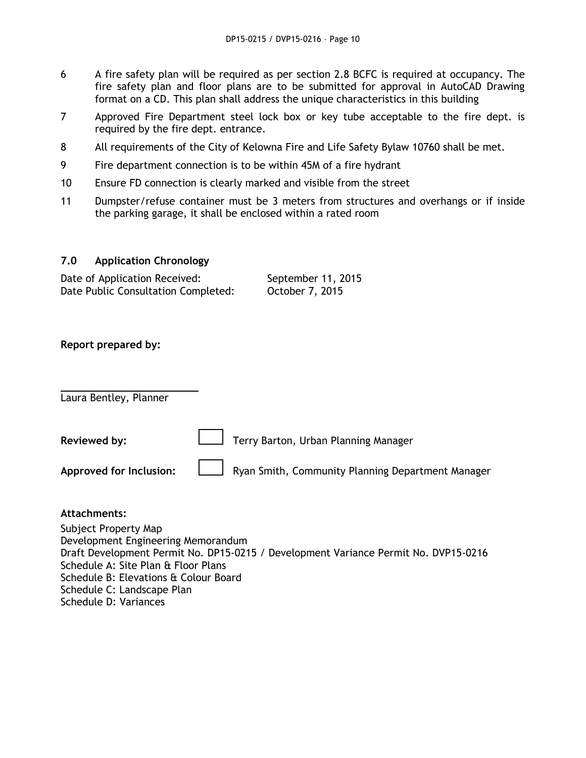6. A fire safety plan will be required as per section 2.8 BCFC is required at occupancy. The fire safety plan and floor plans are to be submitted for approval in AutoCAD Drawing format on a CD. This plan shall address the unique characteristics in this building
7. Approved Fire Department steel lock box or key tube acceptable to the fire dept. is required by the fire dept. entrance.
8. All requirements of the City of Kelowna Fire and Life Safety Bylaw 10760 shall be met.
9. Fire department connection is to be within 45M of a fire hydrant
10. Ensure FD connection is clearly marked and visible from the street
11. Dumpster/refuse container must be 3 meters from structures and overhangs or if inside the parking garage, it shall be enclosed within a rated room

## 7.0 Application Chronology

Date of Application Received: September 11, 2015
Date Public Consultation Completed: October 7, 2015

**Report prepared by:**

Laura Bentley, Planner

**Reviewed by:** Terry Barton, Urban Planning Manager

**Approved for Inclusion:** Ryan Smith, Community Planning Department Manager

**Attachments:**

Subject Property Map
Development Engineering Memorandum
Draft Development Permit No. DP15-0215 / Development Variance Permit No. DVP15-0216
Schedule A: Site Plan & Floor Plans
Schedule B: Elevations & Colour Board
Schedule C: Landscape Plan
Schedule D: Variances